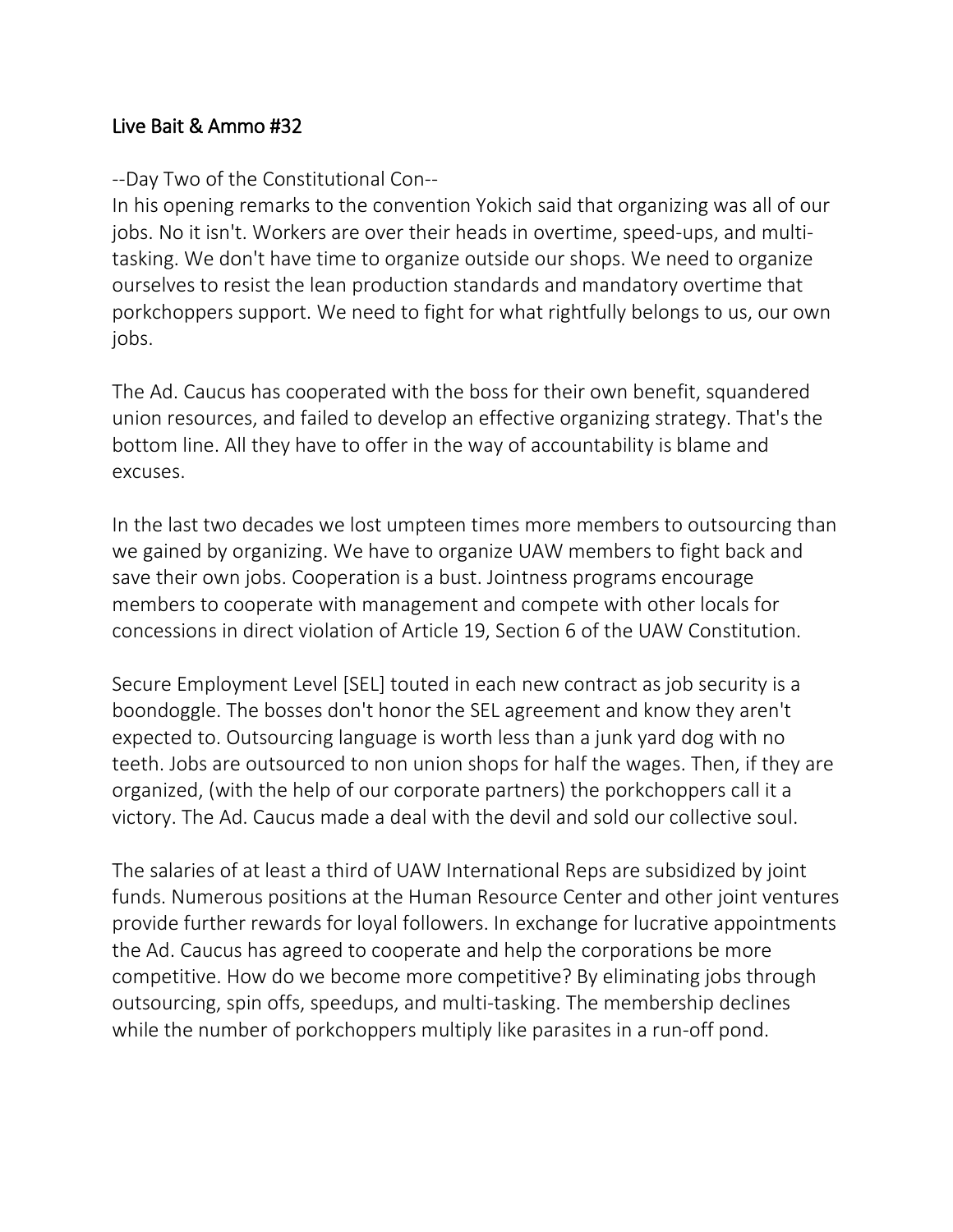## Live Bait & Ammo #32

--Day Two of the Constitutional Con--

In his opening remarks to the convention Yokich said that organizing was all of our jobs. No it isn't. Workers are over their heads in overtime, speed-ups, and multi-tasking. We don't have time to organize outside our shops. We need to organize ourselves to resist the lean production standards and mandatory overtime that porkchoppers support. We need to fight for what rightfully belongs to us, our own jobs.

The Ad. Caucus has cooperated with the boss for their own benefit, squandered union resources, and failed to develop an effective organizing strategy. That's the bottom line. All they have to offer in the way of accountability is blame and excuses.

In the last two decades we lost umpteen times more members to outsourcing than we gained by organizing. We have to organize UAW members to fight back and save their own jobs. Cooperation is a bust. Jointness programs encourage members to cooperate with management and compete with other locals for concessions in direct violation of Article 19, Section 6 of the UAW Constitution.

Secure Employment Level [SEL] touted in each new contract as job security is a boondoggle. The bosses don't honor the SEL agreement and know they aren't expected to. Outsourcing language is worth less than a junk yard dog with no teeth. Jobs are outsourced to non union shops for half the wages. Then, if they are organized, (with the help of our corporate partners) the porkchoppers call it a victory. The Ad. Caucus made a deal with the devil and sold our collective soul.

The salaries of at least a third of UAW International Reps are subsidized by joint funds. Numerous positions at the Human Resource Center and other joint ventures provide further rewards for loyal followers. In exchange for lucrative appointments the Ad. Caucus has agreed to cooperate and help the corporations be more competitive. How do we become more competitive? By eliminating jobs through outsourcing, spin offs, speedups, and multi-tasking. The membership declines while the number of porkchoppers multiply like parasites in a run-off pond.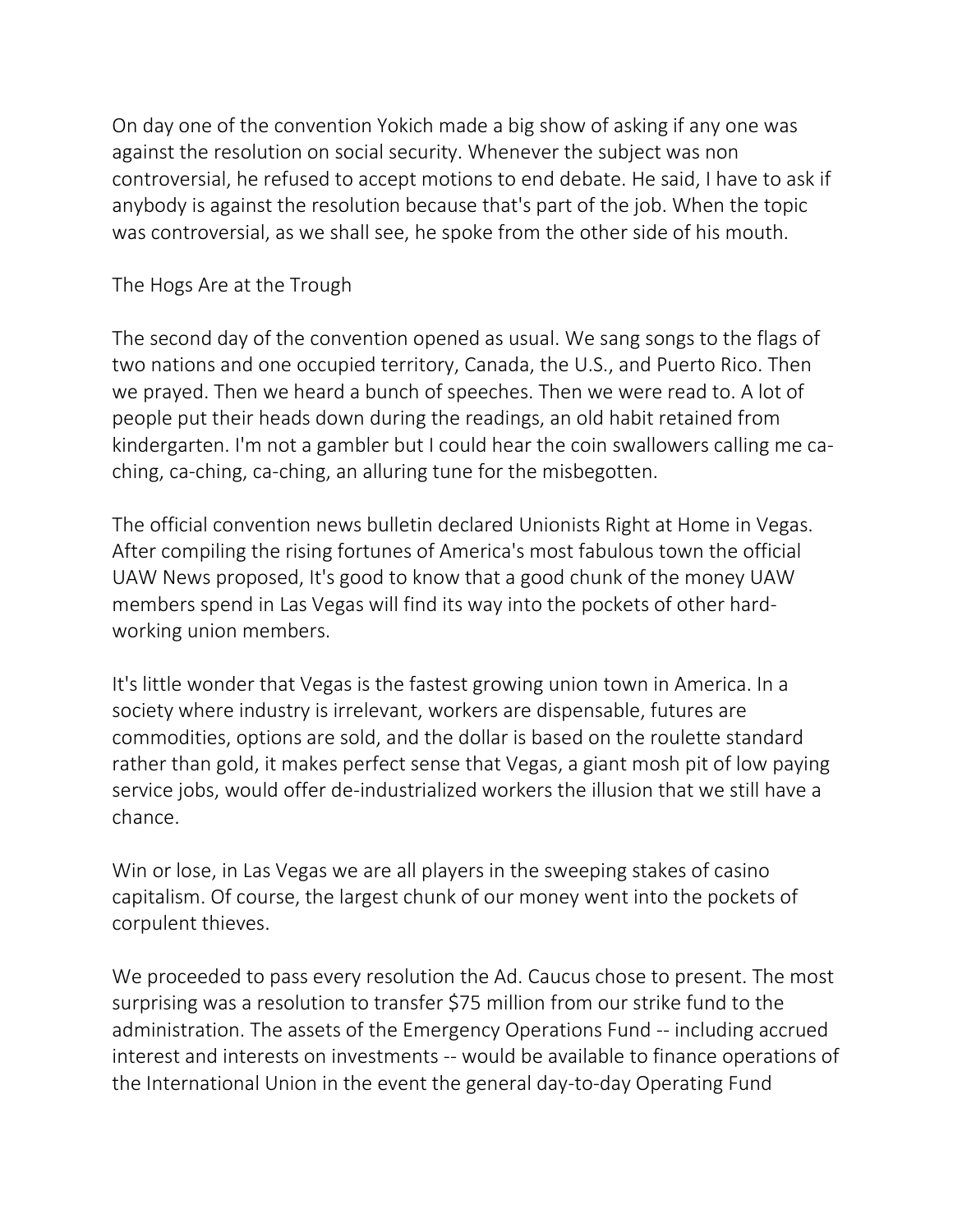On day one of the convention Yokich made a big show of asking if any one was against the resolution on social security. Whenever the subject was non controversial, he refused to accept motions to end debate. He said, I have to ask if anybody is against the resolution because that's part of the job. When the topic was controversial, as we shall see, he spoke from the other side of his mouth.

## The Hogs Are at the Trough

The second day of the convention opened as usual. We sang songs to the flags of two nations and one occupied territory, Canada, the U.S., and Puerto Rico. Then we prayed. Then we heard a bunch of speeches. Then we were read to. A lot of people put their heads down during the readings, an old habit retained from kindergarten. I'm not a gambler but I could hear the coin swallowers calling me ca-ching, ca-ching, ca-ching, an alluring tune for the misbegotten.

The official convention news bulletin declared Unionists Right at Home in Vegas. After compiling the rising fortunes of America's most fabulous town the official UAW News proposed, It's good to know that a good chunk of the money UAW members spend in Las Vegas will find its way into the pockets of other hard-working union members.

It's little wonder that Vegas is the fastest growing union town in America. In a society where industry is irrelevant, workers are dispensable, futures are commodities, options are sold, and the dollar is based on the roulette standard rather than gold, it makes perfect sense that Vegas, a giant mosh pit of low paying service jobs, would offer de-industrialized workers the illusion that we still have a chance.

Win or lose, in Las Vegas we are all players in the sweeping stakes of casino capitalism. Of course, the largest chunk of our money went into the pockets of corpulent thieves.

We proceeded to pass every resolution the Ad. Caucus chose to present. The most surprising was a resolution to transfer $75 million from our strike fund to the administration. The assets of the Emergency Operations Fund -- including accrued interest and interests on investments -- would be available to finance operations of the International Union in the event the general day-to-day Operating Fund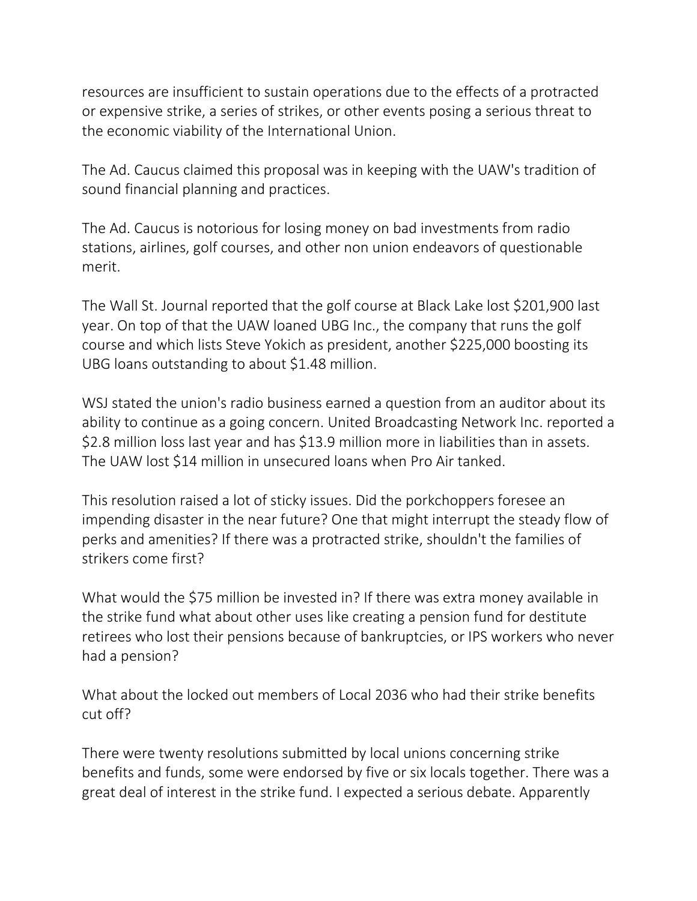resources are insufficient to sustain operations due to the effects of a protracted or expensive strike, a series of strikes, or other events posing a serious threat to the economic viability of the International Union.

The Ad. Caucus claimed this proposal was in keeping with the UAW's tradition of sound financial planning and practices.

The Ad. Caucus is notorious for losing money on bad investments from radio stations, airlines, golf courses, and other non union endeavors of questionable merit.

The Wall St. Journal reported that the golf course at Black Lake lost $201,900 last year. On top of that the UAW loaned UBG Inc., the company that runs the golf course and which lists Steve Yokich as president, another $225,000 boosting its UBG loans outstanding to about $1.48 million.

WSJ stated the union's radio business earned a question from an auditor about its ability to continue as a going concern. United Broadcasting Network Inc. reported a $2.8 million loss last year and has $13.9 million more in liabilities than in assets. The UAW lost $14 million in unsecured loans when Pro Air tanked.

This resolution raised a lot of sticky issues. Did the porkchoppers foresee an impending disaster in the near future? One that might interrupt the steady flow of perks and amenities? If there was a protracted strike, shouldn't the families of strikers come first?

What would the $75 million be invested in? If there was extra money available in the strike fund what about other uses like creating a pension fund for destitute retirees who lost their pensions because of bankruptcies, or IPS workers who never had a pension?

What about the locked out members of Local 2036 who had their strike benefits cut off?

There were twenty resolutions submitted by local unions concerning strike benefits and funds, some were endorsed by five or six locals together. There was a great deal of interest in the strike fund. I expected a serious debate. Apparently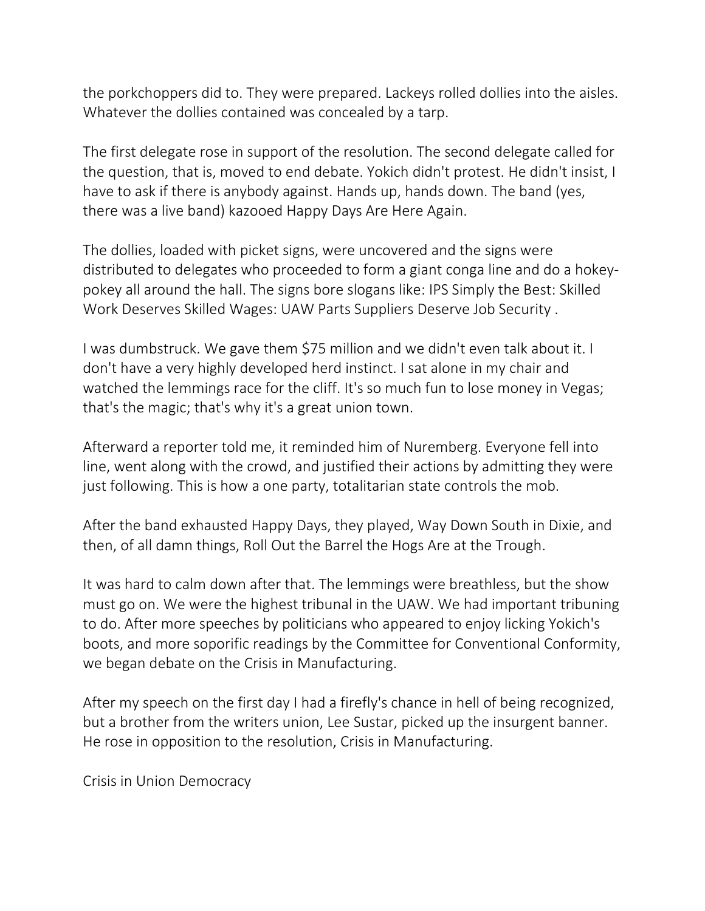the porkchoppers did to. They were prepared. Lackeys rolled dollies into the aisles. Whatever the dollies contained was concealed by a tarp.

The first delegate rose in support of the resolution. The second delegate called for the question, that is, moved to end debate. Yokich didn't protest. He didn't insist, I have to ask if there is anybody against. Hands up, hands down. The band (yes, there was a live band) kazooed Happy Days Are Here Again.

The dollies, loaded with picket signs, were uncovered and the signs were distributed to delegates who proceeded to form a giant conga line and do a hokey-pokey all around the hall. The signs bore slogans like: IPS Simply the Best: Skilled Work Deserves Skilled Wages: UAW Parts Suppliers Deserve Job Security .

I was dumbstruck. We gave them $75 million and we didn't even talk about it. I don't have a very highly developed herd instinct. I sat alone in my chair and watched the lemmings race for the cliff. It's so much fun to lose money in Vegas; that's the magic; that's why it's a great union town.

Afterward a reporter told me, it reminded him of Nuremberg. Everyone fell into line, went along with the crowd, and justified their actions by admitting they were just following. This is how a one party, totalitarian state controls the mob.

After the band exhausted Happy Days, they played, Way Down South in Dixie, and then, of all damn things, Roll Out the Barrel the Hogs Are at the Trough.

It was hard to calm down after that. The lemmings were breathless, but the show must go on. We were the highest tribunal in the UAW. We had important tribuning to do. After more speeches by politicians who appeared to enjoy licking Yokich's boots, and more soporific readings by the Committee for Conventional Conformity, we began debate on the Crisis in Manufacturing.

After my speech on the first day I had a firefly's chance in hell of being recognized, but a brother from the writers union, Lee Sustar, picked up the insurgent banner. He rose in opposition to the resolution, Crisis in Manufacturing.

## Crisis in Union Democracy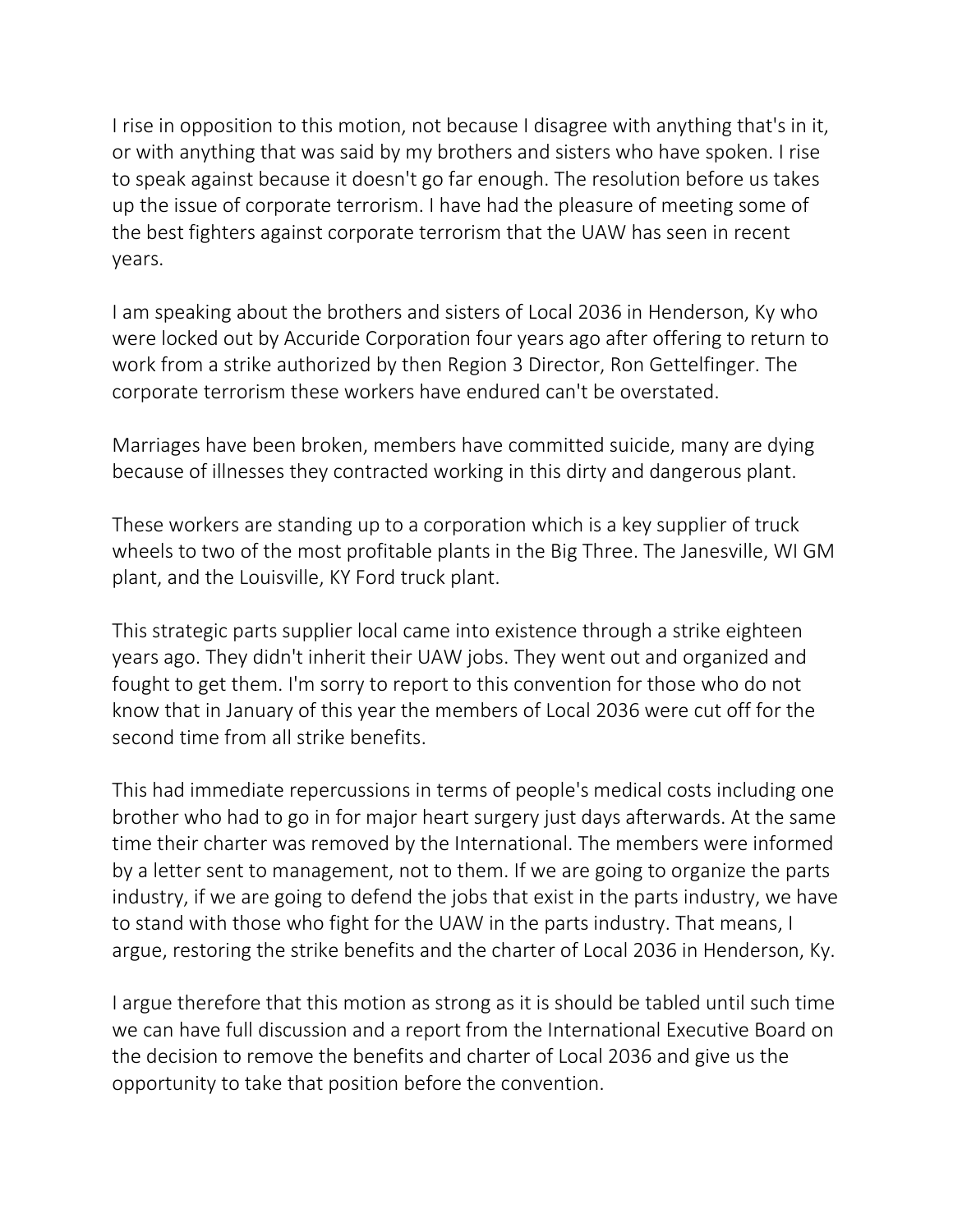I rise in opposition to this motion, not because I disagree with anything that's in it, or with anything that was said by my brothers and sisters who have spoken. I rise to speak against because it doesn't go far enough. The resolution before us takes up the issue of corporate terrorism. I have had the pleasure of meeting some of the best fighters against corporate terrorism that the UAW has seen in recent years.

I am speaking about the brothers and sisters of Local 2036 in Henderson, Ky who were locked out by Accuride Corporation four years ago after offering to return to work from a strike authorized by then Region 3 Director, Ron Gettelfinger. The corporate terrorism these workers have endured can't be overstated.

Marriages have been broken, members have committed suicide, many are dying because of illnesses they contracted working in this dirty and dangerous plant.

These workers are standing up to a corporation which is a key supplier of truck wheels to two of the most profitable plants in the Big Three. The Janesville, WI GM plant, and the Louisville, KY Ford truck plant.

This strategic parts supplier local came into existence through a strike eighteen years ago. They didn't inherit their UAW jobs. They went out and organized and fought to get them. I'm sorry to report to this convention for those who do not know that in January of this year the members of Local 2036 were cut off for the second time from all strike benefits.

This had immediate repercussions in terms of people's medical costs including one brother who had to go in for major heart surgery just days afterwards. At the same time their charter was removed by the International. The members were informed by a letter sent to management, not to them. If we are going to organize the parts industry, if we are going to defend the jobs that exist in the parts industry, we have to stand with those who fight for the UAW in the parts industry. That means, I argue, restoring the strike benefits and the charter of Local 2036 in Henderson, Ky.

I argue therefore that this motion as strong as it is should be tabled until such time we can have full discussion and a report from the International Executive Board on the decision to remove the benefits and charter of Local 2036 and give us the opportunity to take that position before the convention.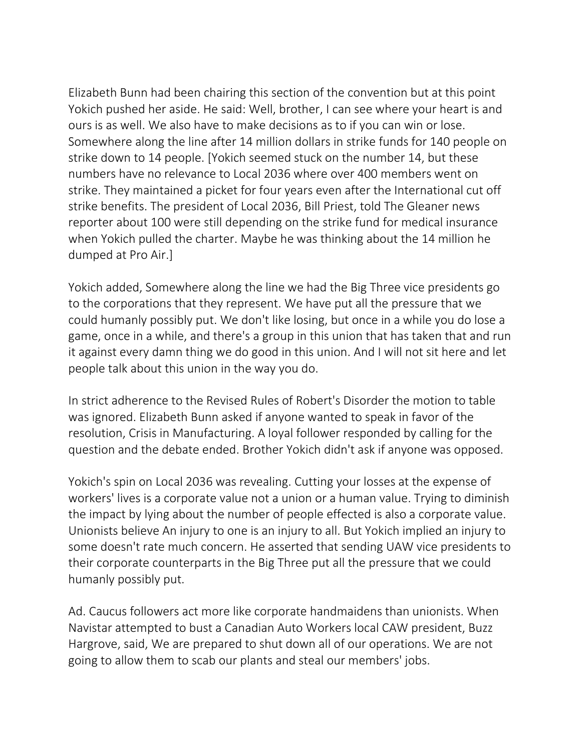Elizabeth Bunn had been chairing this section of the convention but at this point Yokich pushed her aside. He said: Well, brother, I can see where your heart is and ours is as well. We also have to make decisions as to if you can win or lose. Somewhere along the line after 14 million dollars in strike funds for 140 people on strike down to 14 people. [Yokich seemed stuck on the number 14, but these numbers have no relevance to Local 2036 where over 400 members went on strike. They maintained a picket for four years even after the International cut off strike benefits. The president of Local 2036, Bill Priest, told The Gleaner news reporter about 100 were still depending on the strike fund for medical insurance when Yokich pulled the charter. Maybe he was thinking about the 14 million he dumped at Pro Air.]

Yokich added, Somewhere along the line we had the Big Three vice presidents go to the corporations that they represent. We have put all the pressure that we could humanly possibly put. We don't like losing, but once in a while you do lose a game, once in a while, and there's a group in this union that has taken that and run it against every damn thing we do good in this union. And I will not sit here and let people talk about this union in the way you do.

In strict adherence to the Revised Rules of Robert's Disorder the motion to table was ignored. Elizabeth Bunn asked if anyone wanted to speak in favor of the resolution, Crisis in Manufacturing. A loyal follower responded by calling for the question and the debate ended. Brother Yokich didn't ask if anyone was opposed.

Yokich's spin on Local 2036 was revealing. Cutting your losses at the expense of workers' lives is a corporate value not a union or a human value. Trying to diminish the impact by lying about the number of people effected is also a corporate value. Unionists believe An injury to one is an injury to all. But Yokich implied an injury to some doesn't rate much concern. He asserted that sending UAW vice presidents to their corporate counterparts in the Big Three put all the pressure that we could humanly possibly put.

Ad. Caucus followers act more like corporate handmaidens than unionists. When Navistar attempted to bust a Canadian Auto Workers local CAW president, Buzz Hargrove, said, We are prepared to shut down all of our operations. We are not going to allow them to scab our plants and steal our members' jobs.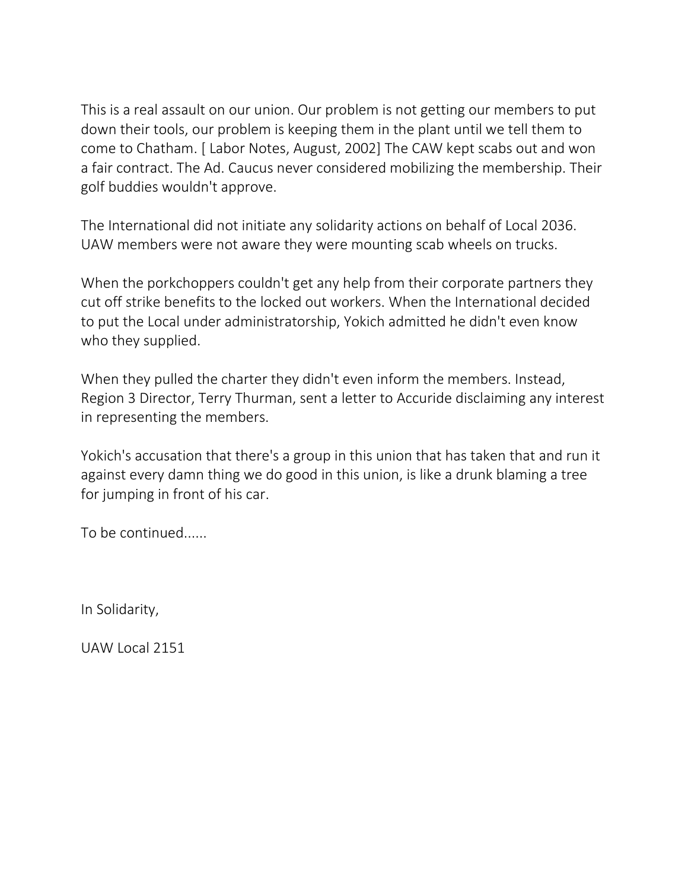This is a real assault on our union. Our problem is not getting our members to put down their tools, our problem is keeping them in the plant until we tell them to come to Chatham. [ Labor Notes, August, 2002] The CAW kept scabs out and won a fair contract. The Ad. Caucus never considered mobilizing the membership. Their golf buddies wouldn't approve.

The International did not initiate any solidarity actions on behalf of Local 2036. UAW members were not aware they were mounting scab wheels on trucks.

When the porkchoppers couldn't get any help from their corporate partners they cut off strike benefits to the locked out workers. When the International decided to put the Local under administratorship, Yokich admitted he didn't even know who they supplied.

When they pulled the charter they didn't even inform the members. Instead, Region 3 Director, Terry Thurman, sent a letter to Accuride disclaiming any interest in representing the members.

Yokich's accusation that there's a group in this union that has taken that and run it against every damn thing we do good in this union, is like a drunk blaming a tree for jumping in front of his car.

To be continued......

In Solidarity,

UAW Local 2151